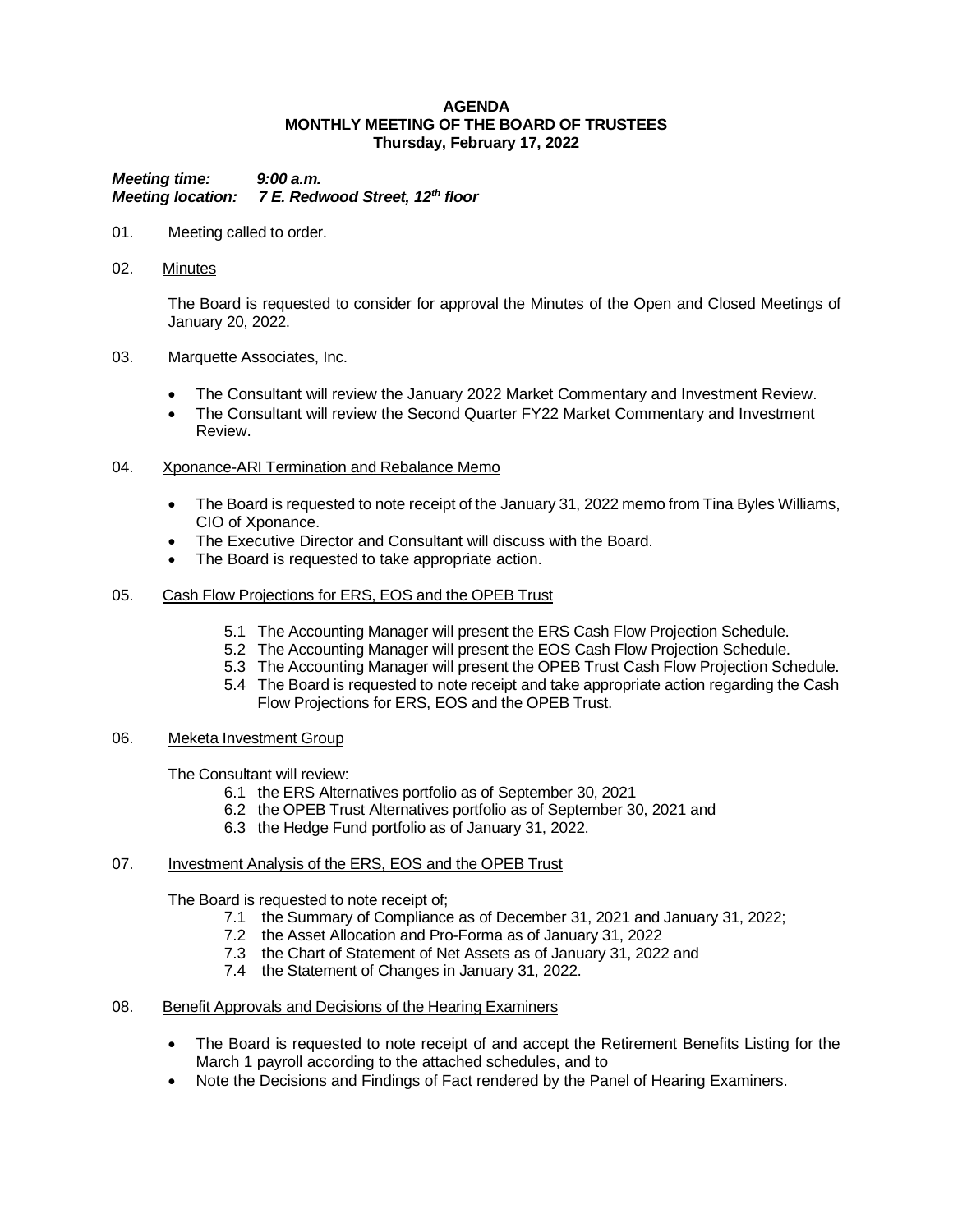**AGENDA**
**MONTHLY MEETING OF THE BOARD OF TRUSTEES**
**Thursday, February 17, 2022**

***Meeting time: 9:00 a.m.***
***Meeting location: 7 E. Redwood Street, 12th floor***

01. Meeting called to order.

02. Minutes

    The Board is requested to consider for approval the Minutes of the Open and Closed Meetings of January 20, 2022.

03. Marquette Associates, Inc.

    - The Consultant will review the January 2022 Market Commentary and Investment Review.
    - The Consultant will review the Second Quarter FY22 Market Commentary and Investment Review.

04. Xponance-ARI Termination and Rebalance Memo

    - The Board is requested to note receipt of the January 31, 2022 memo from Tina Byles Williams, CIO of Xponance.
    - The Executive Director and Consultant will discuss with the Board.
    - The Board is requested to take appropriate action.

05. Cash Flow Projections for ERS, EOS and the OPEB Trust

    5.1 The Accounting Manager will present the ERS Cash Flow Projection Schedule.
    5.2 The Accounting Manager will present the EOS Cash Flow Projection Schedule.
    5.3 The Accounting Manager will present the OPEB Trust Cash Flow Projection Schedule.
    5.4 The Board is requested to note receipt and take appropriate action regarding the Cash Flow Projections for ERS, EOS and the OPEB Trust.

06. Meketa Investment Group

    The Consultant will review:

    6.1 the ERS Alternatives portfolio as of September 30, 2021
    6.2 the OPEB Trust Alternatives portfolio as of September 30, 2021 and
    6.3 the Hedge Fund portfolio as of January 31, 2022.

07. Investment Analysis of the ERS, EOS and the OPEB Trust

    The Board is requested to note receipt of;

    7.1 the Summary of Compliance as of December 31, 2021 and January 31, 2022;
    7.2 the Asset Allocation and Pro-Forma as of January 31, 2022
    7.3 the Chart of Statement of Net Assets as of January 31, 2022 and
    7.4 the Statement of Changes in January 31, 2022.

08. Benefit Approvals and Decisions of the Hearing Examiners

    - The Board is requested to note receipt of and accept the Retirement Benefits Listing for the March 1 payroll according to the attached schedules, and to
    - Note the Decisions and Findings of Fact rendered by the Panel of Hearing Examiners.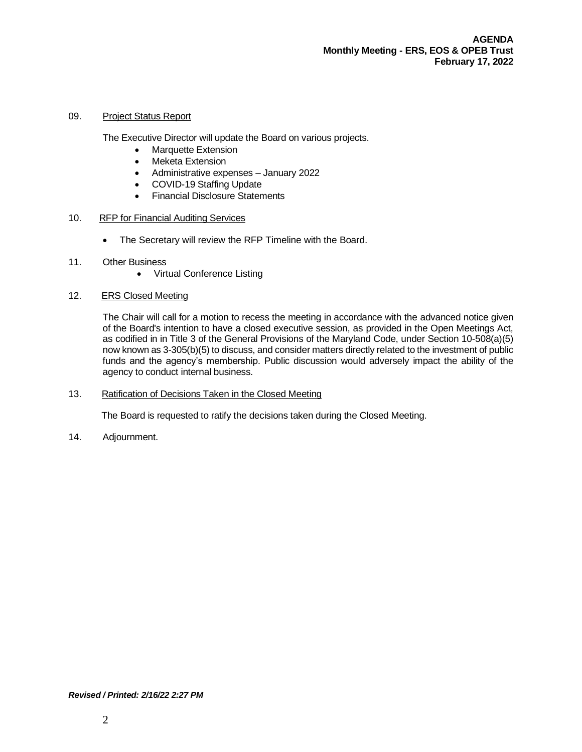09. <u>Project Status Report</u>

The Executive Director will update the Board on various projects.

- Marquette Extension
- Meketa Extension
- Administrative expenses – January 2022
- COVID-19 Staffing Update
- Financial Disclosure Statements

10. <u>RFP for Financial Auditing Services</u>

- The Secretary will review the RFP Timeline with the Board.

11. Other Business

- Virtual Conference Listing

12. <u>ERS Closed Meeting</u>

The Chair will call for a motion to recess the meeting in accordance with the advanced notice given of the Board's intention to have a closed executive session, as provided in the Open Meetings Act, as codified in in Title 3 of the General Provisions of the Maryland Code, under Section 10-508(a)(5) now known as 3-305(b)(5) to discuss, and consider matters directly related to the investment of public funds and the agency's membership. Public discussion would adversely impact the ability of the agency to conduct internal business.

13. <u>Ratification of Decisions Taken in the Closed Meeting</u>

The Board is requested to ratify the decisions taken during the Closed Meeting.

14. Adjournment.

***Revised / Printed: 2/16/22 2:27 PM***